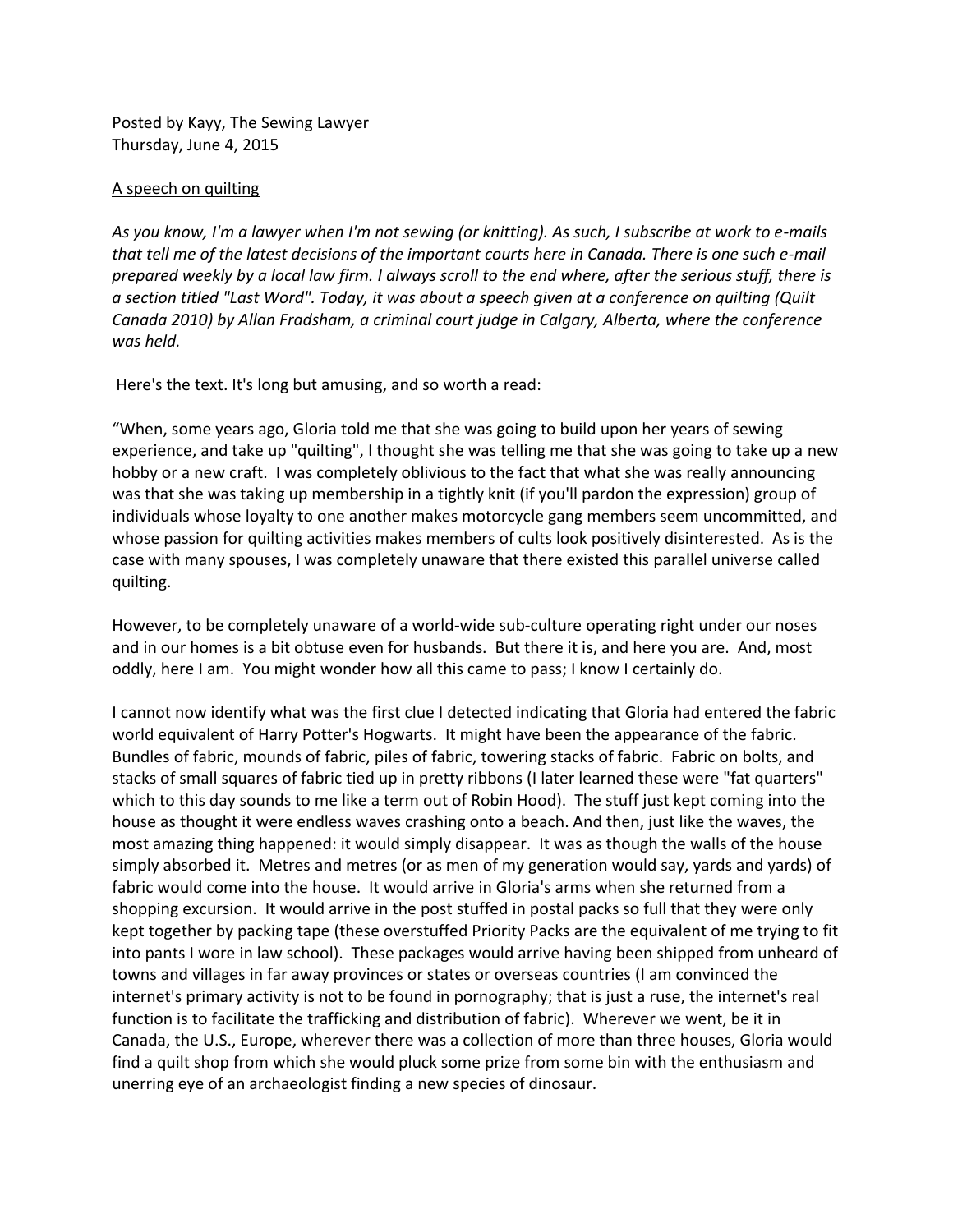Posted by Kayy, The Sewing Lawyer
Thursday, June 4, 2015

<u>A speech on quilting</u>

*As you know, I'm a lawyer when I'm not sewing (or knitting). As such, I subscribe at work to e-mails that tell me of the latest decisions of the important courts here in Canada. There is one such e-mail prepared weekly by a local law firm. I always scroll to the end where, after the serious stuff, there is a section titled "Last Word". Today, it was about a speech given at a conference on quilting (Quilt Canada 2010) by Allan Fradsham, a criminal court judge in Calgary, Alberta, where the conference was held.*

Here's the text. It's long but amusing, and so worth a read:

"When, some years ago, Gloria told me that she was going to build upon her years of sewing experience, and take up "quilting", I thought she was telling me that she was going to take up a new hobby or a new craft. I was completely oblivious to the fact that what she was really announcing was that she was taking up membership in a tightly knit (if you'll pardon the expression) group of individuals whose loyalty to one another makes motorcycle gang members seem uncommitted, and whose passion for quilting activities makes members of cults look positively disinterested. As is the case with many spouses, I was completely unaware that there existed this parallel universe called quilting.

However, to be completely unaware of a world-wide sub-culture operating right under our noses and in our homes is a bit obtuse even for husbands. But there it is, and here you are. And, most oddly, here I am. You might wonder how all this came to pass; I know I certainly do.

I cannot now identify what was the first clue I detected indicating that Gloria had entered the fabric world equivalent of Harry Potter's Hogwarts. It might have been the appearance of the fabric. Bundles of fabric, mounds of fabric, piles of fabric, towering stacks of fabric. Fabric on bolts, and stacks of small squares of fabric tied up in pretty ribbons (I later learned these were "fat quarters" which to this day sounds to me like a term out of Robin Hood). The stuff just kept coming into the house as thought it were endless waves crashing onto a beach. And then, just like the waves, the most amazing thing happened: it would simply disappear. It was as though the walls of the house simply absorbed it. Metres and metres (or as men of my generation would say, yards and yards) of fabric would come into the house. It would arrive in Gloria's arms when she returned from a shopping excursion. It would arrive in the post stuffed in postal packs so full that they were only kept together by packing tape (these overstuffed Priority Packs are the equivalent of me trying to fit into pants I wore in law school). These packages would arrive having been shipped from unheard of towns and villages in far away provinces or states or overseas countries (I am convinced the internet's primary activity is not to be found in pornography; that is just a ruse, the internet's real function is to facilitate the trafficking and distribution of fabric). Wherever we went, be it in Canada, the U.S., Europe, wherever there was a collection of more than three houses, Gloria would find a quilt shop from which she would pluck some prize from some bin with the enthusiasm and unerring eye of an archaeologist finding a new species of dinosaur.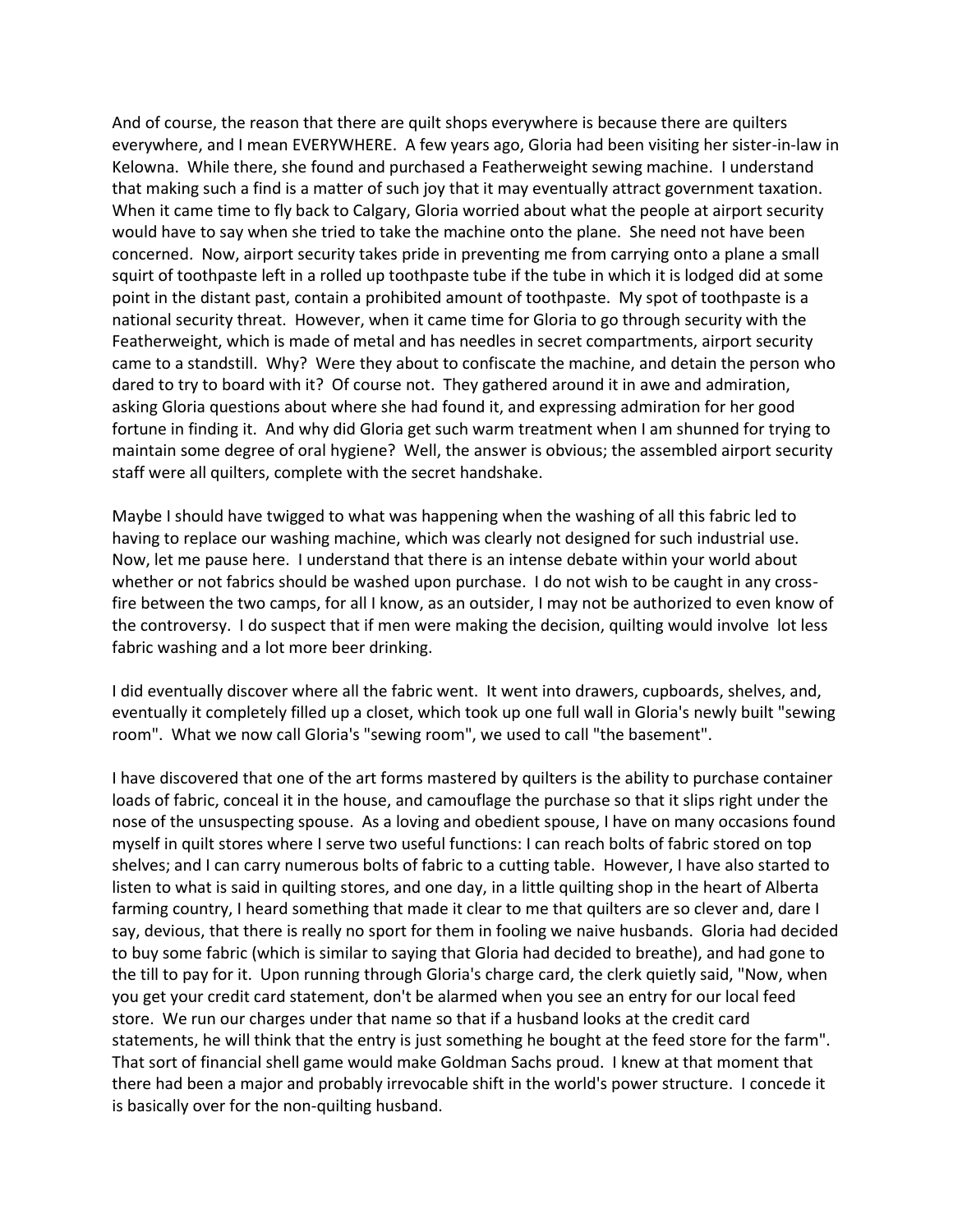And of course, the reason that there are quilt shops everywhere is because there are quilters everywhere, and I mean EVERYWHERE. A few years ago, Gloria had been visiting her sister-in-law in Kelowna. While there, she found and purchased a Featherweight sewing machine. I understand that making such a find is a matter of such joy that it may eventually attract government taxation. When it came time to fly back to Calgary, Gloria worried about what the people at airport security would have to say when she tried to take the machine onto the plane. She need not have been concerned. Now, airport security takes pride in preventing me from carrying onto a plane a small squirt of toothpaste left in a rolled up toothpaste tube if the tube in which it is lodged did at some point in the distant past, contain a prohibited amount of toothpaste. My spot of toothpaste is a national security threat. However, when it came time for Gloria to go through security with the Featherweight, which is made of metal and has needles in secret compartments, airport security came to a standstill. Why? Were they about to confiscate the machine, and detain the person who dared to try to board with it? Of course not. They gathered around it in awe and admiration, asking Gloria questions about where she had found it, and expressing admiration for her good fortune in finding it. And why did Gloria get such warm treatment when I am shunned for trying to maintain some degree of oral hygiene? Well, the answer is obvious; the assembled airport security staff were all quilters, complete with the secret handshake.

Maybe I should have twigged to what was happening when the washing of all this fabric led to having to replace our washing machine, which was clearly not designed for such industrial use. Now, let me pause here. I understand that there is an intense debate within your world about whether or not fabrics should be washed upon purchase. I do not wish to be caught in any cross-fire between the two camps, for all I know, as an outsider, I may not be authorized to even know of the controversy. I do suspect that if men were making the decision, quilting would involve lot less fabric washing and a lot more beer drinking.

I did eventually discover where all the fabric went. It went into drawers, cupboards, shelves, and, eventually it completely filled up a closet, which took up one full wall in Gloria's newly built "sewing room". What we now call Gloria's "sewing room", we used to call "the basement".

I have discovered that one of the art forms mastered by quilters is the ability to purchase container loads of fabric, conceal it in the house, and camouflage the purchase so that it slips right under the nose of the unsuspecting spouse. As a loving and obedient spouse, I have on many occasions found myself in quilt stores where I serve two useful functions: I can reach bolts of fabric stored on top shelves; and I can carry numerous bolts of fabric to a cutting table. However, I have also started to listen to what is said in quilting stores, and one day, in a little quilting shop in the heart of Alberta farming country, I heard something that made it clear to me that quilters are so clever and, dare I say, devious, that there is really no sport for them in fooling we naive husbands. Gloria had decided to buy some fabric (which is similar to saying that Gloria had decided to breathe), and had gone to the till to pay for it. Upon running through Gloria's charge card, the clerk quietly said, "Now, when you get your credit card statement, don't be alarmed when you see an entry for our local feed store. We run our charges under that name so that if a husband looks at the credit card statements, he will think that the entry is just something he bought at the feed store for the farm". That sort of financial shell game would make Goldman Sachs proud. I knew at that moment that there had been a major and probably irrevocable shift in the world's power structure. I concede it is basically over for the non-quilting husband.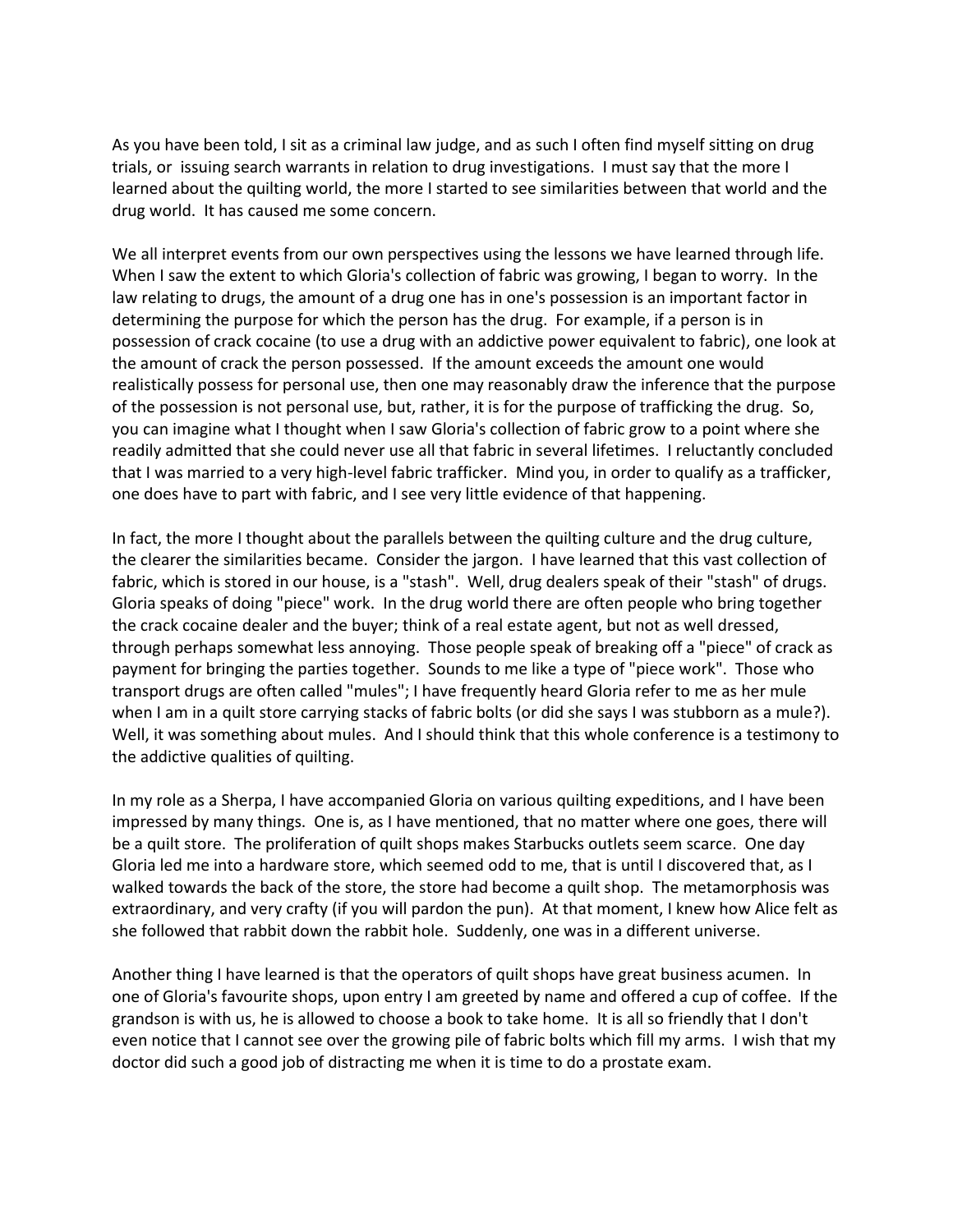As you have been told, I sit as a criminal law judge, and as such I often find myself sitting on drug trials, or issuing search warrants in relation to drug investigations. I must say that the more I learned about the quilting world, the more I started to see similarities between that world and the drug world. It has caused me some concern.

We all interpret events from our own perspectives using the lessons we have learned through life. When I saw the extent to which Gloria's collection of fabric was growing, I began to worry. In the law relating to drugs, the amount of a drug one has in one's possession is an important factor in determining the purpose for which the person has the drug. For example, if a person is in possession of crack cocaine (to use a drug with an addictive power equivalent to fabric), one look at the amount of crack the person possessed. If the amount exceeds the amount one would realistically possess for personal use, then one may reasonably draw the inference that the purpose of the possession is not personal use, but, rather, it is for the purpose of trafficking the drug. So, you can imagine what I thought when I saw Gloria's collection of fabric grow to a point where she readily admitted that she could never use all that fabric in several lifetimes. I reluctantly concluded that I was married to a very high-level fabric trafficker. Mind you, in order to qualify as a trafficker, one does have to part with fabric, and I see very little evidence of that happening.

In fact, the more I thought about the parallels between the quilting culture and the drug culture, the clearer the similarities became. Consider the jargon. I have learned that this vast collection of fabric, which is stored in our house, is a "stash". Well, drug dealers speak of their "stash" of drugs. Gloria speaks of doing "piece" work. In the drug world there are often people who bring together the crack cocaine dealer and the buyer; think of a real estate agent, but not as well dressed, through perhaps somewhat less annoying. Those people speak of breaking off a "piece" of crack as payment for bringing the parties together. Sounds to me like a type of "piece work". Those who transport drugs are often called "mules"; I have frequently heard Gloria refer to me as her mule when I am in a quilt store carrying stacks of fabric bolts (or did she says I was stubborn as a mule?). Well, it was something about mules. And I should think that this whole conference is a testimony to the addictive qualities of quilting.

In my role as a Sherpa, I have accompanied Gloria on various quilting expeditions, and I have been impressed by many things. One is, as I have mentioned, that no matter where one goes, there will be a quilt store. The proliferation of quilt shops makes Starbucks outlets seem scarce. One day Gloria led me into a hardware store, which seemed odd to me, that is until I discovered that, as I walked towards the back of the store, the store had become a quilt shop. The metamorphosis was extraordinary, and very crafty (if you will pardon the pun). At that moment, I knew how Alice felt as she followed that rabbit down the rabbit hole. Suddenly, one was in a different universe.

Another thing I have learned is that the operators of quilt shops have great business acumen. In one of Gloria's favourite shops, upon entry I am greeted by name and offered a cup of coffee. If the grandson is with us, he is allowed to choose a book to take home. It is all so friendly that I don't even notice that I cannot see over the growing pile of fabric bolts which fill my arms. I wish that my doctor did such a good job of distracting me when it is time to do a prostate exam.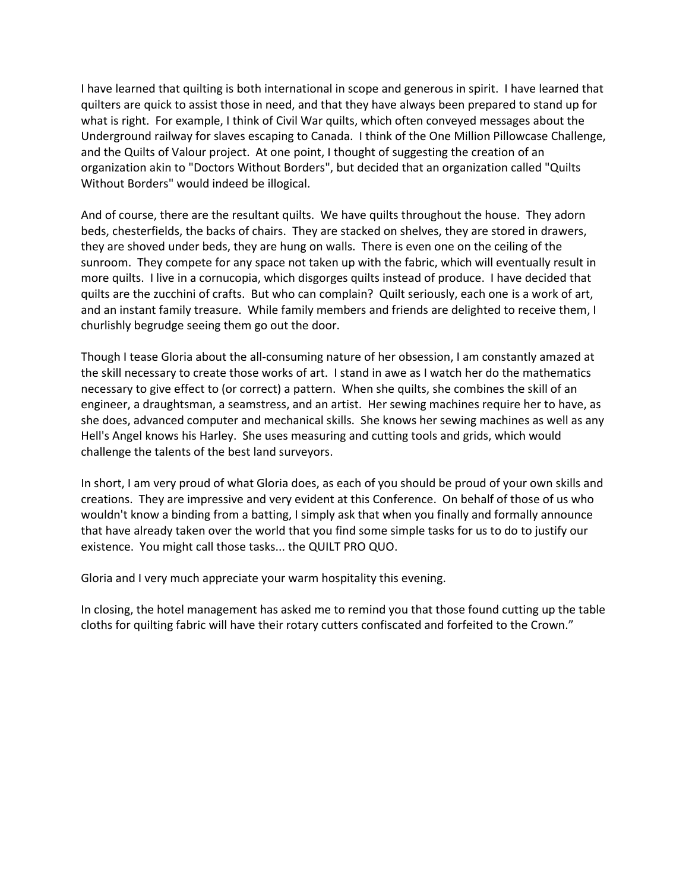I have learned that quilting is both international in scope and generous in spirit. I have learned that quilters are quick to assist those in need, and that they have always been prepared to stand up for what is right. For example, I think of Civil War quilts, which often conveyed messages about the Underground railway for slaves escaping to Canada. I think of the One Million Pillowcase Challenge, and the Quilts of Valour project. At one point, I thought of suggesting the creation of an organization akin to "Doctors Without Borders", but decided that an organization called "Quilts Without Borders" would indeed be illogical.

And of course, there are the resultant quilts. We have quilts throughout the house. They adorn beds, chesterfields, the backs of chairs. They are stacked on shelves, they are stored in drawers, they are shoved under beds, they are hung on walls. There is even one on the ceiling of the sunroom. They compete for any space not taken up with the fabric, which will eventually result in more quilts. I live in a cornucopia, which disgorges quilts instead of produce. I have decided that quilts are the zucchini of crafts. But who can complain? Quilt seriously, each one is a work of art, and an instant family treasure. While family members and friends are delighted to receive them, I churlishly begrudge seeing them go out the door.

Though I tease Gloria about the all-consuming nature of her obsession, I am constantly amazed at the skill necessary to create those works of art. I stand in awe as I watch her do the mathematics necessary to give effect to (or correct) a pattern. When she quilts, she combines the skill of an engineer, a draughtsman, a seamstress, and an artist. Her sewing machines require her to have, as she does, advanced computer and mechanical skills. She knows her sewing machines as well as any Hell's Angel knows his Harley. She uses measuring and cutting tools and grids, which would challenge the talents of the best land surveyors.

In short, I am very proud of what Gloria does, as each of you should be proud of your own skills and creations. They are impressive and very evident at this Conference. On behalf of those of us who wouldn't know a binding from a batting, I simply ask that when you finally and formally announce that have already taken over the world that you find some simple tasks for us to do to justify our existence. You might call those tasks... the QUILT PRO QUO.

Gloria and I very much appreciate your warm hospitality this evening.

In closing, the hotel management has asked me to remind you that those found cutting up the table cloths for quilting fabric will have their rotary cutters confiscated and forfeited to the Crown."